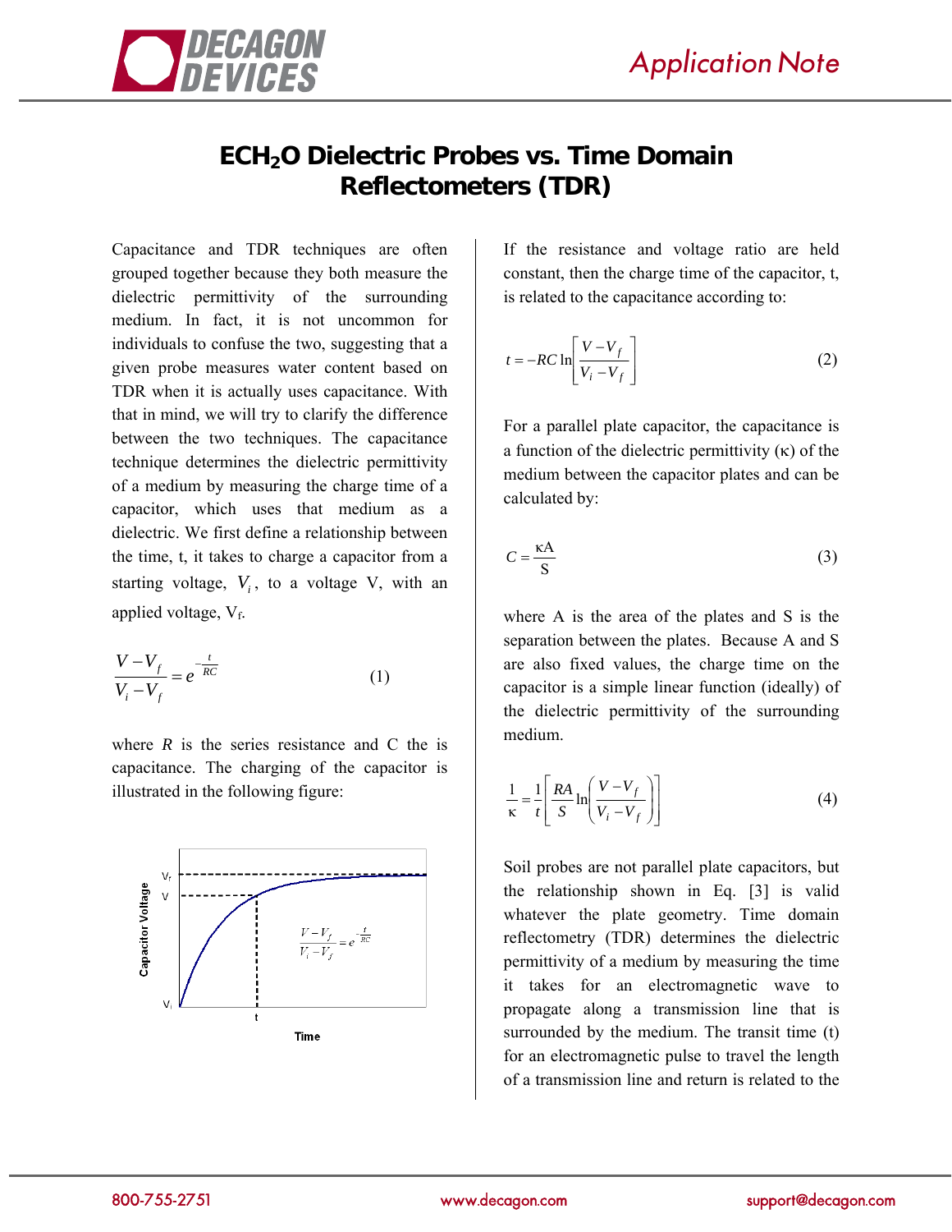# $ECH_2O$ Dielectric Probes vs. Time Domain Reflectometers (TDR)

Capacitance and TDR techniques are often grouped together because they both measure the dielectric permittivity of the surrounding medium. In fact, it is not uncommon for individuals to confuse the two, suggesting that a given probe measures water content based on TDR when it is actually uses capacitance. With that in mind, we will try to clarify the difference between the two techniques. The capacitance technique determines the dielectric permittivity of a medium by measuring the charge time of a capacitor, which uses that medium as a dielectric. We first define a relationship between the time, t, it takes to charge a capacitor from a starting voltage, $V_i$, to a voltage V, with an applied voltage, $V_f$.

$$\frac{V - V_f}{V_i - V_f} = e^{-\frac{t}{RC}} \qquad (1)$$

where *R* is the series resistance and C the is capacitance. The charging of the capacitor is illustrated in the following figure:

If the resistance and voltage ratio are held constant, then the charge time of the capacitor, t, is related to the capacitance according to:

$$t = -RC \ln\left[\frac{V - V_f}{V_i - V_f}\right] \qquad (2)$$

For a parallel plate capacitor, the capacitance is a function of the dielectric permittivity (κ) of the medium between the capacitor plates and can be calculated by:

$$C = \frac{\kappa A}{S} \qquad (3)$$

where A is the area of the plates and S is the separation between the plates. Because A and S are also fixed values, the charge time on the capacitor is a simple linear function (ideally) of the dielectric permittivity of the surrounding medium.

$$\frac{1}{\kappa} = \frac{1}{t}\left[\frac{RA}{S} \ln\left(\frac{V - V_f}{V_i - V_f}\right)\right] \qquad (4)$$

Soil probes are not parallel plate capacitors, but the relationship shown in Eq. [3] is valid whatever the plate geometry. Time domain reflectometry (TDR) determines the dielectric permittivity of a medium by measuring the time it takes for an electromagnetic wave to propagate along a transmission line that is surrounded by the medium. The transit time (t) for an electromagnetic pulse to travel the length of a transmission line and return is related to the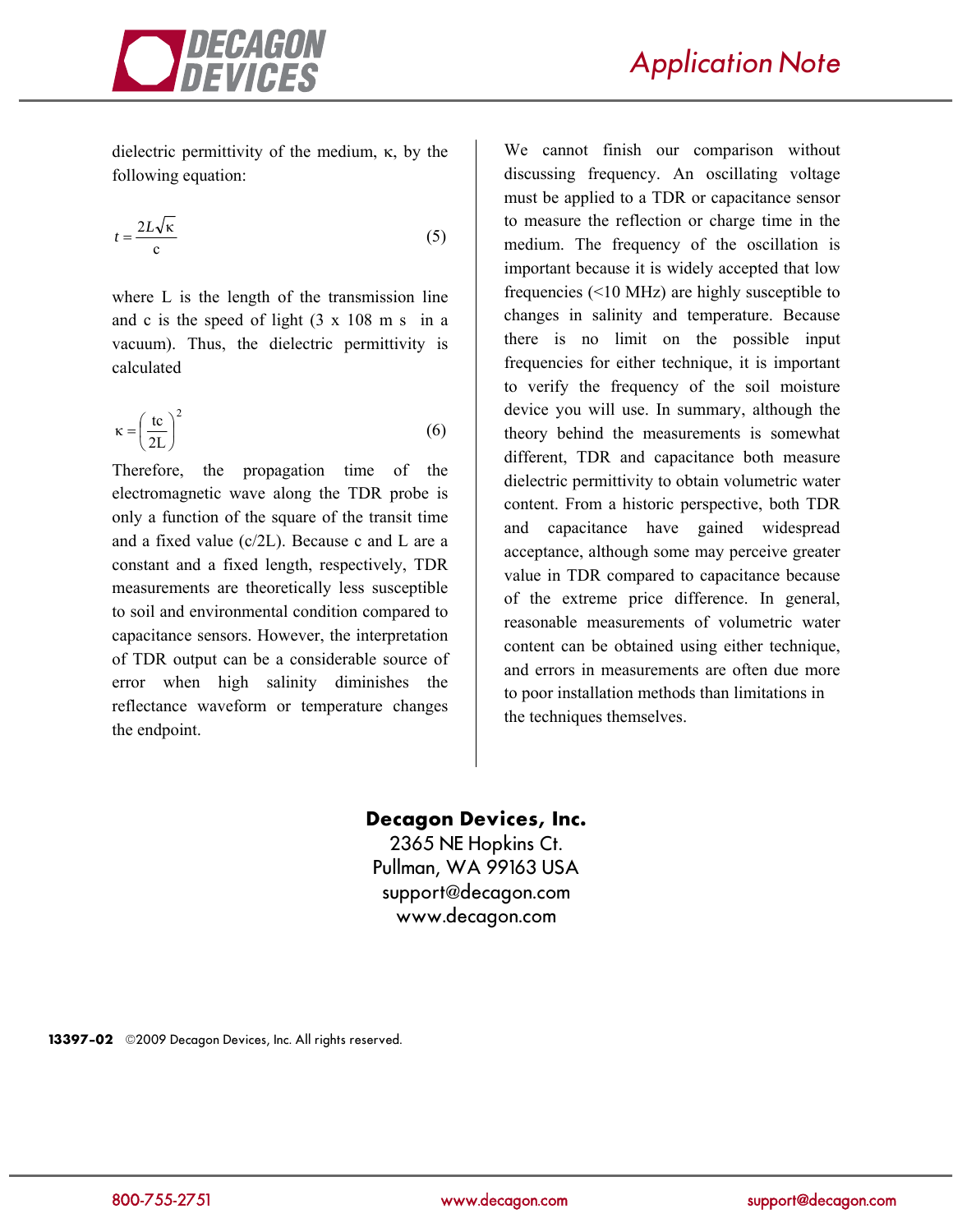dielectric permittivity of the medium, κ, by the following equation:

$$t = \frac{2L\sqrt{\kappa}}{c} \tag{5}$$

where L is the length of the transmission line and c is the speed of light (3 x 108 m s  in a vacuum). Thus, the dielectric permittivity is calculated

$$\kappa = \left(\frac{tc}{2L}\right)^2 \tag{6}$$

Therefore, the propagation time of the electromagnetic wave along the TDR probe is only a function of the square of the transit time and a fixed value (c/2L). Because c and L are a constant and a fixed length, respectively, TDR measurements are theoretically less susceptible to soil and environmental condition compared to capacitance sensors. However, the interpretation of TDR output can be a considerable source of error when high salinity diminishes the reflectance waveform or temperature changes the endpoint.

We cannot finish our comparison without discussing frequency. An oscillating voltage must be applied to a TDR or capacitance sensor to measure the reflection or charge time in the medium. The frequency of the oscillation is important because it is widely accepted that low frequencies (<10 MHz) are highly susceptible to changes in salinity and temperature. Because there is no limit on the possible input frequencies for either technique, it is important to verify the frequency of the soil moisture device you will use. In summary, although the theory behind the measurements is somewhat different, TDR and capacitance both measure dielectric permittivity to obtain volumetric water content. From a historic perspective, both TDR and capacitance have gained widespread acceptance, although some may perceive greater value in TDR compared to capacitance because of the extreme price difference. In general, reasonable measurements of volumetric water content can be obtained using either technique, and errors in measurements are often due more to poor installation methods than limitations in the techniques themselves.

**Decagon Devices, Inc.**
2365 NE Hopkins Ct.
Pullman, WA 99163 USA
support@decagon.com
www.decagon.com

**13397-02** ©2009 Decagon Devices, Inc. All rights reserved.